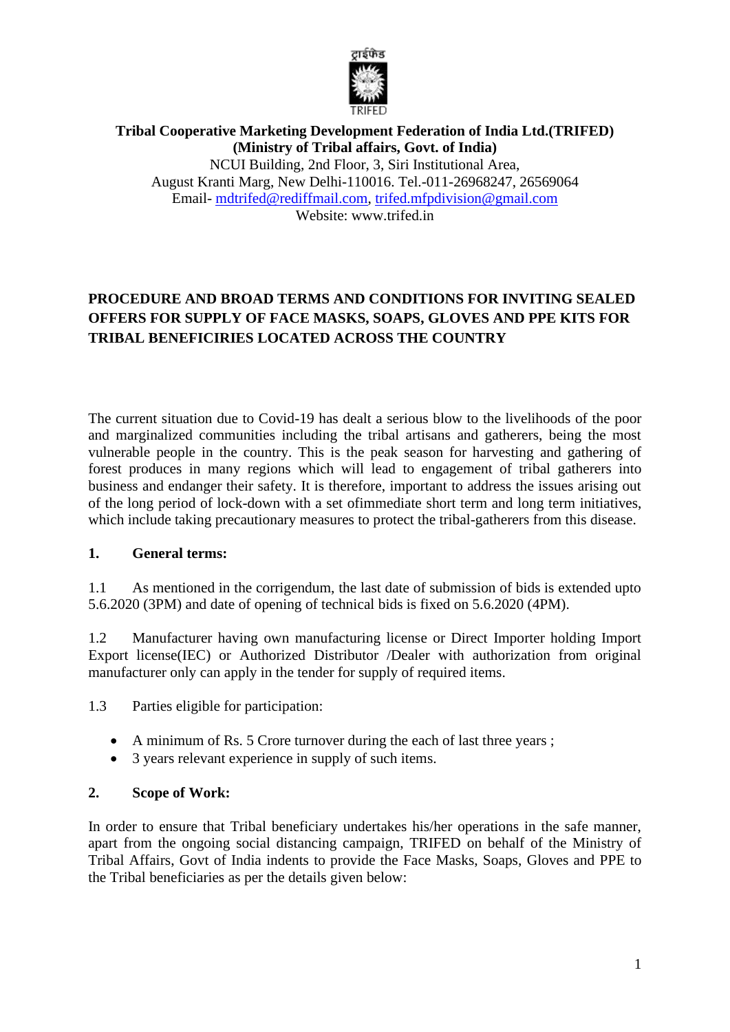ट्राइफेड

TRIFED

**Tribal Cooperative Marketing Development Federation of India Ltd.(TRIFED)**
**(Ministry of Tribal affairs, Govt. of India)**
NCUI Building, 2nd Floor, 3, Siri Institutional Area,
August Kranti Marg, New Delhi-110016. Tel.-011-26968247, 26569064
Email- mdtrifed@rediffmail.com, trifed.mfpdivision@gmail.com
Website: www.trifed.in

## PROCEDURE AND BROAD TERMS AND CONDITIONS FOR INVITING SEALED OFFERS FOR SUPPLY OF FACE MASKS, SOAPS, GLOVES AND PPE KITS FOR TRIBAL BENEFICIRIES LOCATED ACROSS THE COUNTRY

The current situation due to Covid-19 has dealt a serious blow to the livelihoods of the poor and marginalized communities including the tribal artisans and gatherers, being the most vulnerable people in the country. This is the peak season for harvesting and gathering of forest produces in many regions which will lead to engagement of tribal gatherers into business and endanger their safety. It is therefore, important to address the issues arising out of the long period of lock-down with a set ofimmediate short term and long term initiatives, which include taking precautionary measures to protect the tribal-gatherers from this disease.

### 1. General terms:

1.1 As mentioned in the corrigendum, the last date of submission of bids is extended upto 5.6.2020 (3PM) and date of opening of technical bids is fixed on 5.6.2020 (4PM).

1.2 Manufacturer having own manufacturing license or Direct Importer holding Import Export license(IEC) or Authorized Distributor /Dealer with authorization from original manufacturer only can apply in the tender for supply of required items.

1.3 Parties eligible for participation:

- A minimum of Rs. 5 Crore turnover during the each of last three years ;
- 3 years relevant experience in supply of such items.

### 2. Scope of Work:

In order to ensure that Tribal beneficiary undertakes his/her operations in the safe manner, apart from the ongoing social distancing campaign, TRIFED on behalf of the Ministry of Tribal Affairs, Govt of India indents to provide the Face Masks, Soaps, Gloves and PPE to the Tribal beneficiaries as per the details given below: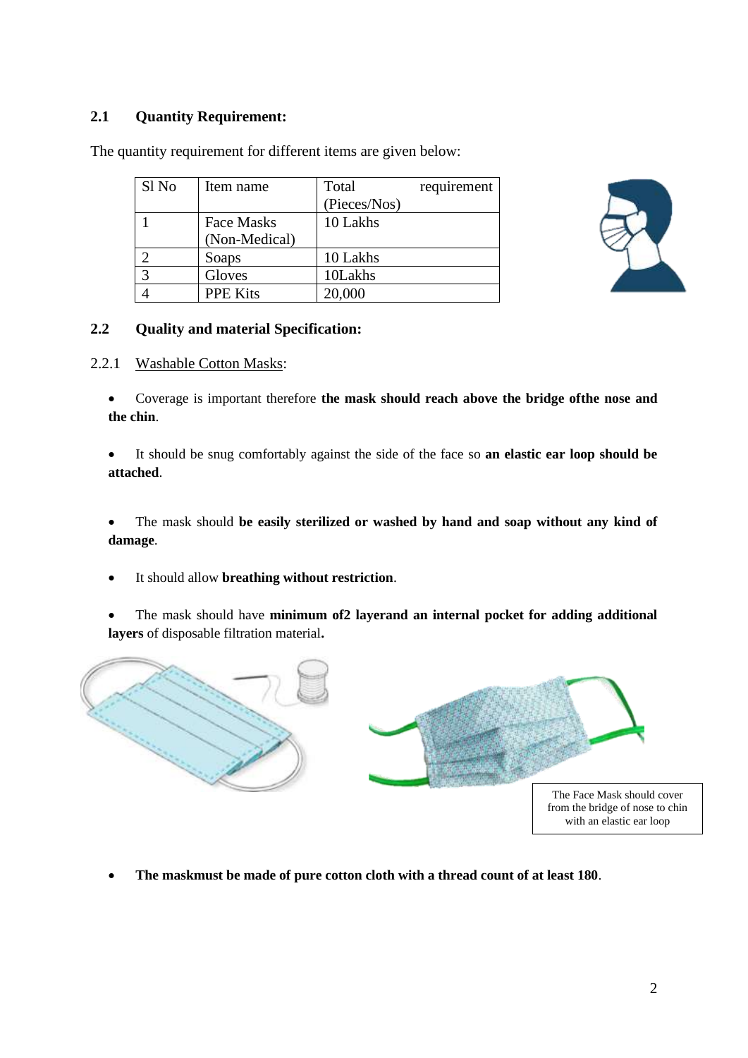## 2.1 Quantity Requirement:

The quantity requirement for different items are given below:

| Sl No | Item name | Total requirement (Pieces/Nos) |
|---|---|---|
| 1 | Face Masks (Non-Medical) | 10 Lakhs |
| 2 | Soaps | 10 Lakhs |
| 3 | Gloves | 10Lakhs |
| 4 | PPE Kits | 20,000 |

## 2.2 Quality and material Specification:

2.2.1 Washable Cotton Masks:

- Coverage is important therefore **the mask should reach above the bridge ofthe nose and the chin**.
- It should be snug comfortably against the side of the face so **an elastic ear loop should be attached**.
- The mask should **be easily sterilized or washed by hand and soap without any kind of damage**.
- It should allow **breathing without restriction**.
- The mask should have **minimum of2 layerand an internal pocket for adding additional layers** of disposable filtration material**.**

The Face Mask should cover from the bridge of nose to chin with an elastic ear loop

- **The maskmust be made of pure cotton cloth with a thread count of at least 180**.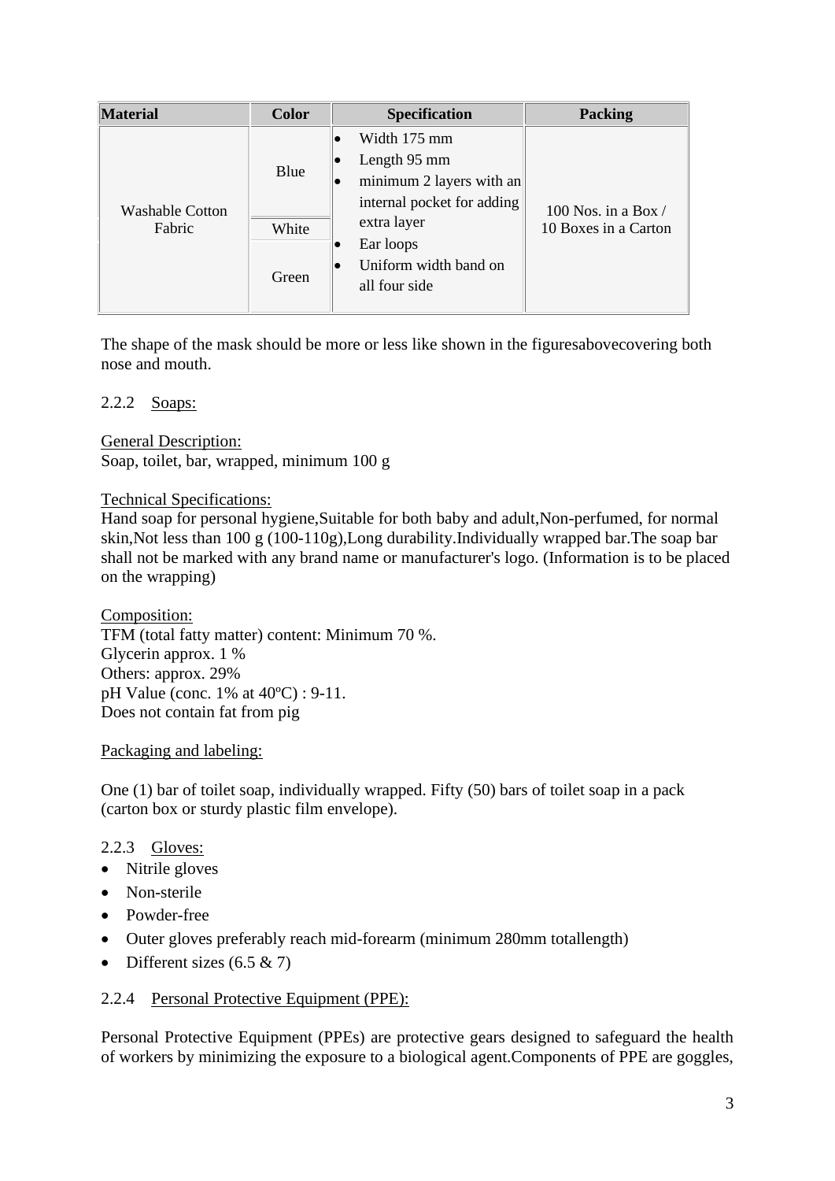| Material | Color | Specification | Packing |
| --- | --- | --- | --- |
| Washable Cotton Fabric | Blue | • Width 175 mm<br>• Length 95 mm<br>• minimum 2 layers with an internal pocket for adding extra layer<br>• Ear loops<br>• Uniform width band on all four side | 100 Nos. in a Box / 10 Boxes in a Carton |
| | White | | |
| | Green | | |

The shape of the mask should be more or less like shown in the figuresabovecovering both nose and mouth.

2.2.2 Soaps:

General Description:
Soap, toilet, bar, wrapped, minimum 100 g

Technical Specifications:
Hand soap for personal hygiene,Suitable for both baby and adult,Non-perfumed, for normal skin,Not less than 100 g (100-110g),Long durability.Individually wrapped bar.The soap bar shall not be marked with any brand name or manufacturer's logo. (Information is to be placed on the wrapping)

Composition:
TFM (total fatty matter) content: Minimum 70 %.
Glycerin approx. 1 %
Others: approx. 29%
pH Value (conc. 1% at 40ºC) : 9-11.
Does not contain fat from pig

Packaging and labeling:

One (1) bar of toilet soap, individually wrapped. Fifty (50) bars of toilet soap in a pack (carton box or sturdy plastic film envelope).

2.2.3 Gloves:

- Nitrile gloves
- Non-sterile
- Powder-free
- Outer gloves preferably reach mid-forearm (minimum 280mm totallength)
- Different sizes (6.5 & 7)

2.2.4 Personal Protective Equipment (PPE):

Personal Protective Equipment (PPEs) are protective gears designed to safeguard the health of workers by minimizing the exposure to a biological agent.Components of PPE are goggles,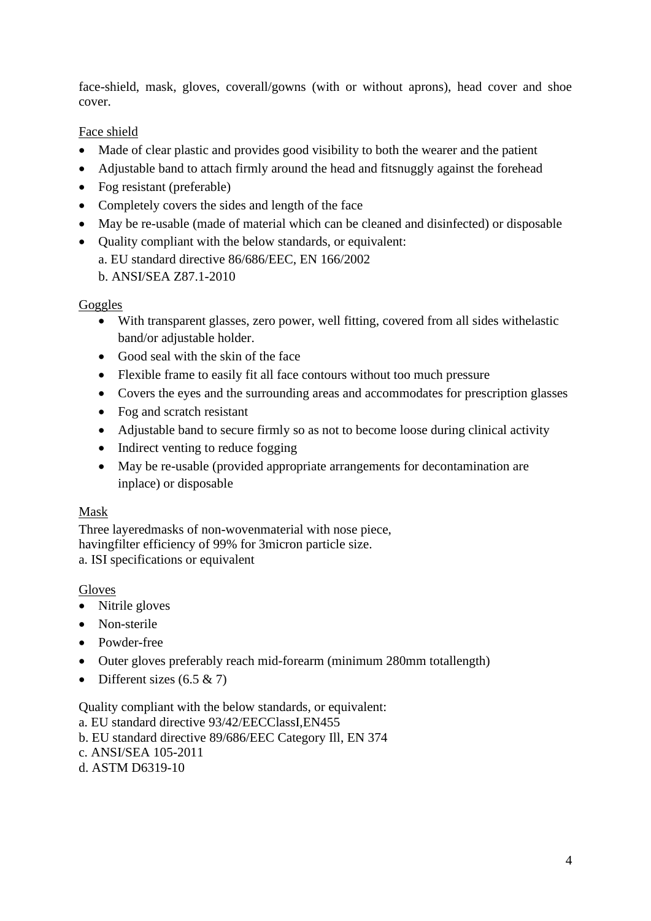face-shield, mask, gloves, coverall/gowns (with or without aprons), head cover and shoe cover.

<u>Face shield</u>

- Made of clear plastic and provides good visibility to both the wearer and the patient
- Adjustable band to attach firmly around the head and fitsnuggly against the forehead
- Fog resistant (preferable)
- Completely covers the sides and length of the face
- May be re-usable (made of material which can be cleaned and disinfected) or disposable
- Quality compliant with the below standards, or equivalent:
  a. EU standard directive 86/686/EEC, EN 166/2002
  b. ANSI/SEA Z87.1-2010

<u>Goggles</u>

- With transparent glasses, zero power, well fitting, covered from all sides withelastic band/or adjustable holder.
- Good seal with the skin of the face
- Flexible frame to easily fit all face contours without too much pressure
- Covers the eyes and the surrounding areas and accommodates for prescription glasses
- Fog and scratch resistant
- Adjustable band to secure firmly so as not to become loose during clinical activity
- Indirect venting to reduce fogging
- May be re-usable (provided appropriate arrangements for decontamination are inplace) or disposable

<u>Mask</u>

Three layeredmasks of non-wovenmaterial with nose piece,
havingfilter efficiency of 99% for 3micron particle size.
a. ISI specifications or equivalent

<u>Gloves</u>

- Nitrile gloves
- Non-sterile
- Powder-free
- Outer gloves preferably reach mid-forearm (minimum 280mm totallength)
- Different sizes (6.5 & 7)

Quality compliant with the below standards, or equivalent:
a. EU standard directive 93/42/EECClassI,EN455
b. EU standard directive 89/686/EEC Category Ill, EN 374
c. ANSI/SEA 105-2011
d. ASTM D6319-10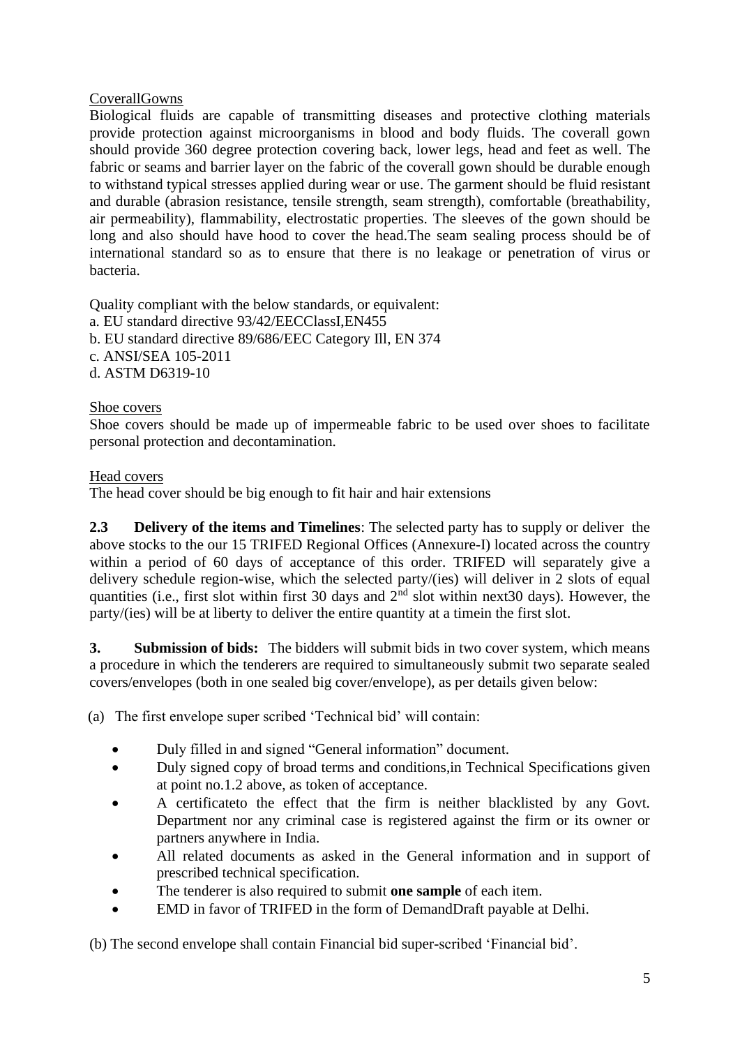CoverallGowns

Biological fluids are capable of transmitting diseases and protective clothing materials provide protection against microorganisms in blood and body fluids. The coverall gown should provide 360 degree protection covering back, lower legs, head and feet as well. The fabric or seams and barrier layer on the fabric of the coverall gown should be durable enough to withstand typical stresses applied during wear or use. The garment should be fluid resistant and durable (abrasion resistance, tensile strength, seam strength), comfortable (breathability, air permeability), flammability, electrostatic properties. The sleeves of the gown should be long and also should have hood to cover the head.The seam sealing process should be of international standard so as to ensure that there is no leakage or penetration of virus or bacteria.

Quality compliant with the below standards, or equivalent:
a. EU standard directive 93/42/EECClassI,EN455
b. EU standard directive 89/686/EEC Category Ill, EN 374
c. ANSI/SEA 105-2011
d. ASTM D6319-10

Shoe covers

Shoe covers should be made up of impermeable fabric to be used over shoes to facilitate personal protection and decontamination.

Head covers

The head cover should be big enough to fit hair and hair extensions

**2.3 Delivery of the items and Timelines**: The selected party has to supply or deliver the above stocks to the our 15 TRIFED Regional Offices (Annexure-I) located across the country within a period of 60 days of acceptance of this order. TRIFED will separately give a delivery schedule region-wise, which the selected party/(ies) will deliver in 2 slots of equal quantities (i.e., first slot within first 30 days and 2nd slot within next30 days). However, the party/(ies) will be at liberty to deliver the entire quantity at a timein the first slot.

**3. Submission of bids:** The bidders will submit bids in two cover system, which means a procedure in which the tenderers are required to simultaneously submit two separate sealed covers/envelopes (both in one sealed big cover/envelope), as per details given below:

(a) The first envelope super scribed 'Technical bid' will contain:

- Duly filled in and signed "General information" document.
- Duly signed copy of broad terms and conditions,in Technical Specifications given at point no.1.2 above, as token of acceptance.
- A certificateto the effect that the firm is neither blacklisted by any Govt. Department nor any criminal case is registered against the firm or its owner or partners anywhere in India.
- All related documents as asked in the General information and in support of prescribed technical specification.
- The tenderer is also required to submit **one sample** of each item.
- EMD in favor of TRIFED in the form of DemandDraft payable at Delhi.

(b) The second envelope shall contain Financial bid super-scribed 'Financial bid'.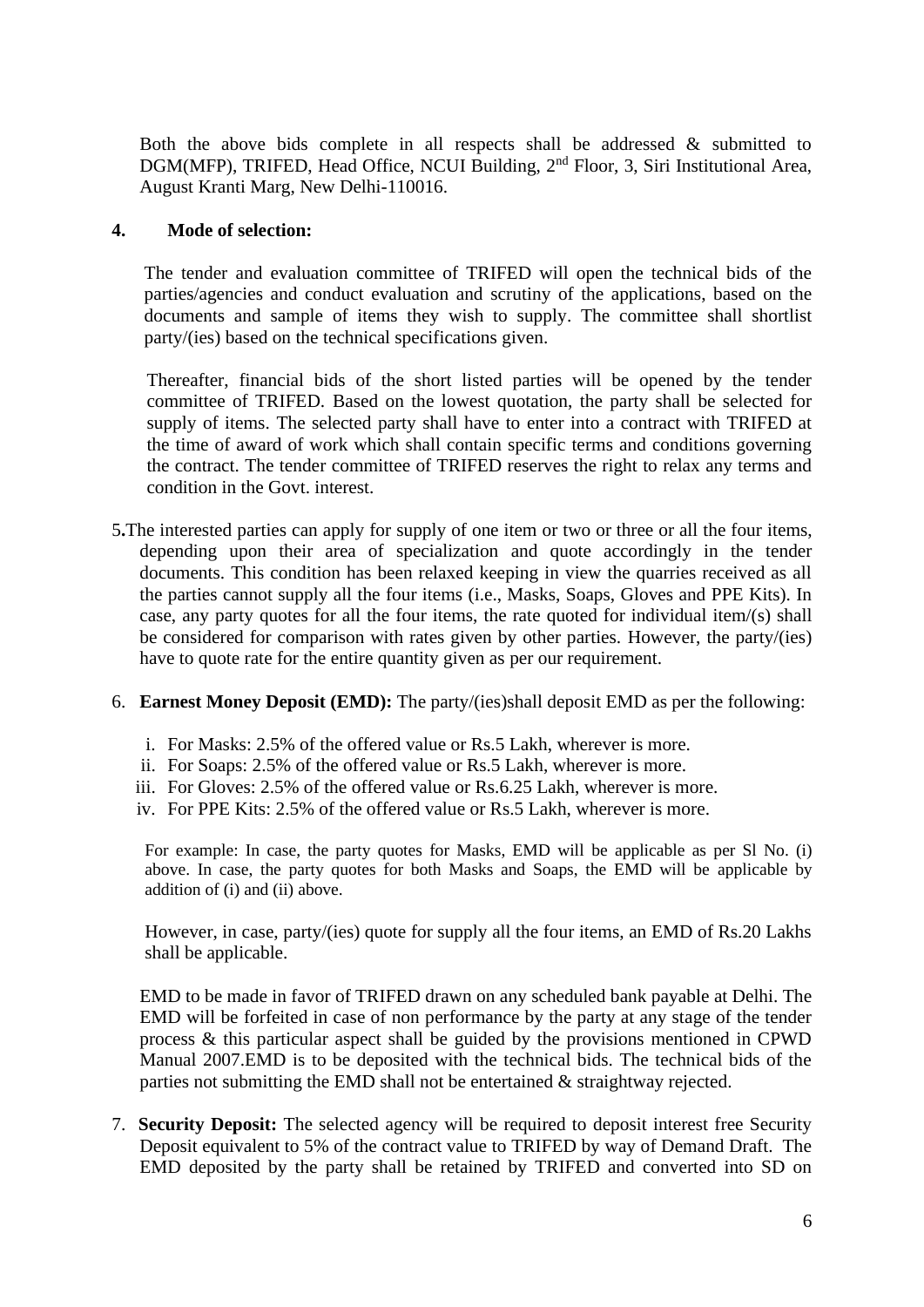Both the above bids complete in all respects shall be addressed & submitted to DGM(MFP), TRIFED, Head Office, NCUI Building, 2nd Floor, 3, Siri Institutional Area, August Kranti Marg, New Delhi-110016.

**4. Mode of selection:**

The tender and evaluation committee of TRIFED will open the technical bids of the parties/agencies and conduct evaluation and scrutiny of the applications, based on the documents and sample of items they wish to supply. The committee shall shortlist party/(ies) based on the technical specifications given.

Thereafter, financial bids of the short listed parties will be opened by the tender committee of TRIFED. Based on the lowest quotation, the party shall be selected for supply of items. The selected party shall have to enter into a contract with TRIFED at the time of award of work which shall contain specific terms and conditions governing the contract. The tender committee of TRIFED reserves the right to relax any terms and condition in the Govt. interest.

5. The interested parties can apply for supply of one item or two or three or all the four items, depending upon their area of specialization and quote accordingly in the tender documents. This condition has been relaxed keeping in view the quarries received as all the parties cannot supply all the four items (i.e., Masks, Soaps, Gloves and PPE Kits). In case, any party quotes for all the four items, the rate quoted for individual item/(s) shall be considered for comparison with rates given by other parties. However, the party/(ies) have to quote rate for the entire quantity given as per our requirement.

6. **Earnest Money Deposit (EMD):** The party/(ies)shall deposit EMD as per the following:

   i. For Masks: 2.5% of the offered value or Rs.5 Lakh, wherever is more.
   ii. For Soaps: 2.5% of the offered value or Rs.5 Lakh, wherever is more.
   iii. For Gloves: 2.5% of the offered value or Rs.6.25 Lakh, wherever is more.
   iv. For PPE Kits: 2.5% of the offered value or Rs.5 Lakh, wherever is more.

   For example: In case, the party quotes for Masks, EMD will be applicable as per Sl No. (i) above. In case, the party quotes for both Masks and Soaps, the EMD will be applicable by addition of (i) and (ii) above.

   However, in case, party/(ies) quote for supply all the four items, an EMD of Rs.20 Lakhs shall be applicable.

   EMD to be made in favor of TRIFED drawn on any scheduled bank payable at Delhi. The EMD will be forfeited in case of non performance by the party at any stage of the tender process & this particular aspect shall be guided by the provisions mentioned in CPWD Manual 2007.EMD is to be deposited with the technical bids. The technical bids of the parties not submitting the EMD shall not be entertained & straightway rejected.

7. **Security Deposit:** The selected agency will be required to deposit interest free Security Deposit equivalent to 5% of the contract value to TRIFED by way of Demand Draft. The EMD deposited by the party shall be retained by TRIFED and converted into SD on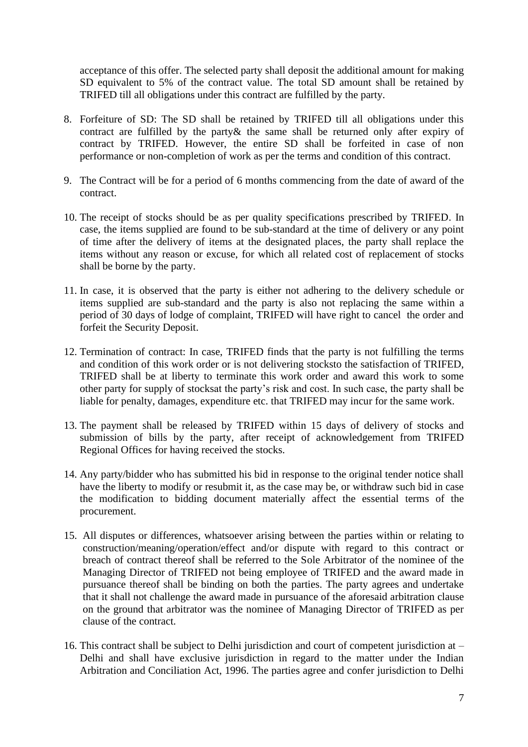acceptance of this offer. The selected party shall deposit the additional amount for making SD equivalent to 5% of the contract value. The total SD amount shall be retained by TRIFED till all obligations under this contract are fulfilled by the party.

8. Forfeiture of SD: The SD shall be retained by TRIFED till all obligations under this contract are fulfilled by the party& the same shall be returned only after expiry of contract by TRIFED. However, the entire SD shall be forfeited in case of non performance or non-completion of work as per the terms and condition of this contract.

9. The Contract will be for a period of 6 months commencing from the date of award of the contract.

10. The receipt of stocks should be as per quality specifications prescribed by TRIFED. In case, the items supplied are found to be sub-standard at the time of delivery or any point of time after the delivery of items at the designated places, the party shall replace the items without any reason or excuse, for which all related cost of replacement of stocks shall be borne by the party.

11. In case, it is observed that the party is either not adhering to the delivery schedule or items supplied are sub-standard and the party is also not replacing the same within a period of 30 days of lodge of complaint, TRIFED will have right to cancel the order and forfeit the Security Deposit.

12. Termination of contract: In case, TRIFED finds that the party is not fulfilling the terms and condition of this work order or is not delivering stocksto the satisfaction of TRIFED, TRIFED shall be at liberty to terminate this work order and award this work to some other party for supply of stocksat the party's risk and cost. In such case, the party shall be liable for penalty, damages, expenditure etc. that TRIFED may incur for the same work.

13. The payment shall be released by TRIFED within 15 days of delivery of stocks and submission of bills by the party, after receipt of acknowledgement from TRIFED Regional Offices for having received the stocks.

14. Any party/bidder who has submitted his bid in response to the original tender notice shall have the liberty to modify or resubmit it, as the case may be, or withdraw such bid in case the modification to bidding document materially affect the essential terms of the procurement.

15. All disputes or differences, whatsoever arising between the parties within or relating to construction/meaning/operation/effect and/or dispute with regard to this contract or breach of contract thereof shall be referred to the Sole Arbitrator of the nominee of the Managing Director of TRIFED not being employee of TRIFED and the award made in pursuance thereof shall be binding on both the parties. The party agrees and undertake that it shall not challenge the award made in pursuance of the aforesaid arbitration clause on the ground that arbitrator was the nominee of Managing Director of TRIFED as per clause of the contract.

16. This contract shall be subject to Delhi jurisdiction and court of competent jurisdiction at – Delhi and shall have exclusive jurisdiction in regard to the matter under the Indian Arbitration and Conciliation Act, 1996. The parties agree and confer jurisdiction to Delhi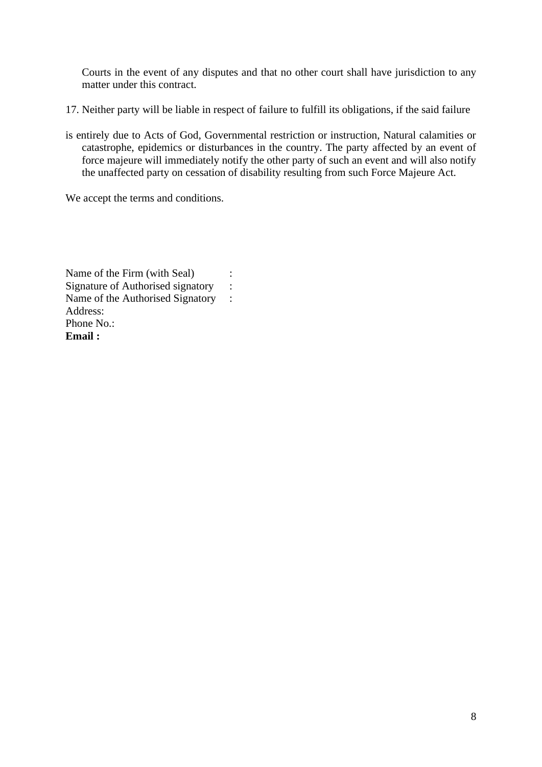Courts in the event of any disputes and that no other court shall have jurisdiction to any matter under this contract.

17. Neither party will be liable in respect of failure to fulfill its obligations, if the said failure

is entirely due to Acts of God, Governmental restriction or instruction, Natural calamities or catastrophe, epidemics or disturbances in the country. The party affected by an event of force majeure will immediately notify the other party of such an event and will also notify the unaffected party on cessation of disability resulting from such Force Majeure Act.

We accept the terms and conditions.

Name of the Firm (with Seal) :
Signature of Authorised signatory :
Name of the Authorised Signatory :
Address:
Phone No.:
**Email :**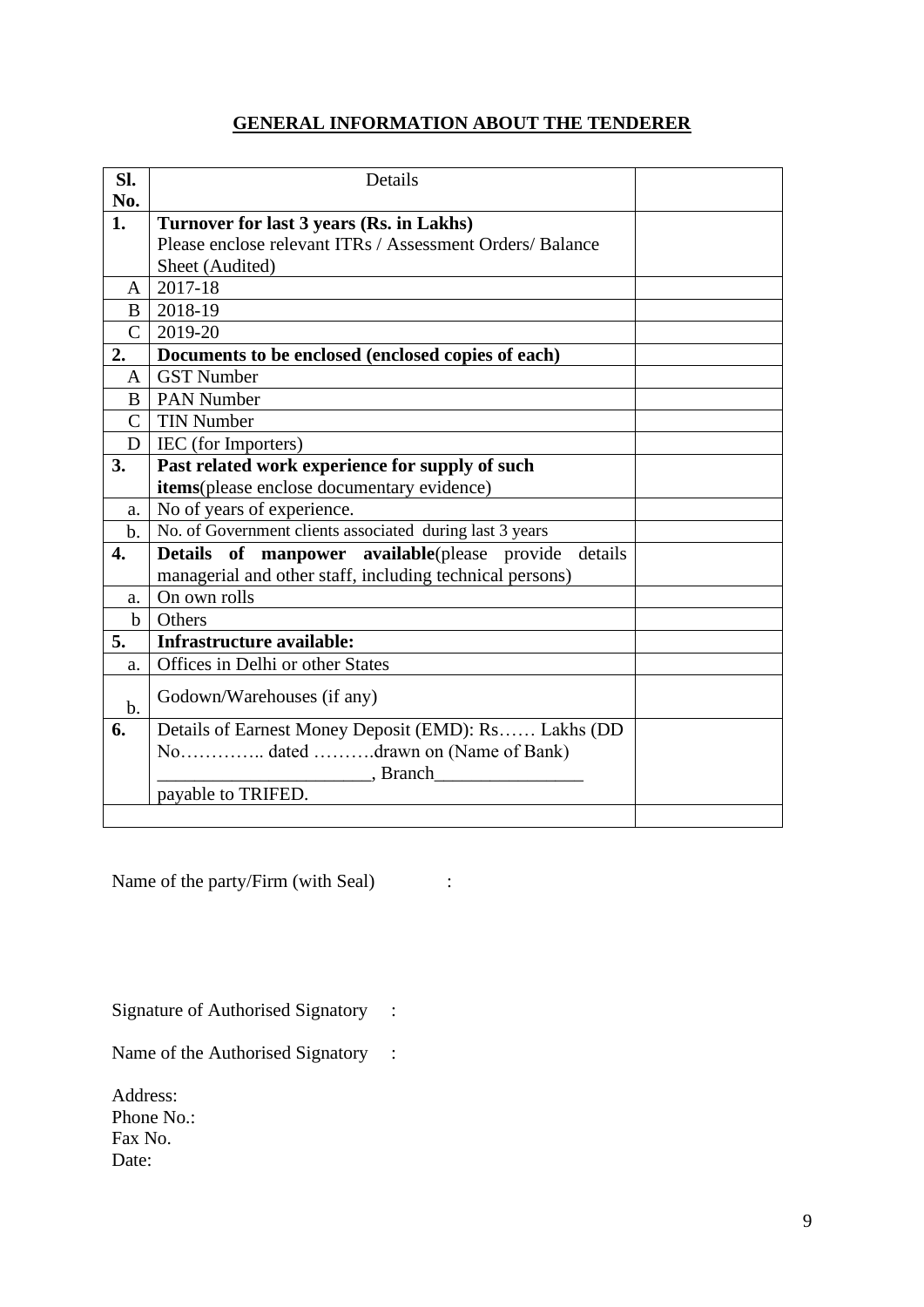## **GENERAL INFORMATION ABOUT THE TENDERER**

| Sl. No. | Details | |
|---|---|---|
| **1.** | **Turnover for last 3 years (Rs. in Lakhs)** Please enclose relevant ITRs / Assessment Orders/ Balance Sheet (Audited) | |
| A | 2017-18 | |
| B | 2018-19 | |
| C | 2019-20 | |
| **2.** | **Documents to be enclosed (enclosed copies of each)** | |
| A | GST Number | |
| B | PAN Number | |
| C | TIN Number | |
| D | IEC (for Importers) | |
| **3.** | **Past related work experience for supply of such items**(please enclose documentary evidence) | |
| a. | No of years of experience. | |
| b. | No. of Government clients associated during last 3 years | |
| **4.** | **Details of manpower available**(please provide details managerial and other staff, including technical persons) | |
| a. | On own rolls | |
| b | Others | |
| **5.** | **Infrastructure available:** | |
| a. | Offices in Delhi or other States | |
| b. | Godown/Warehouses (if any) | |
| **6.** | Details of Earnest Money Deposit (EMD): Rs…… Lakhs (DD No………….. dated ……….drawn on (Name of Bank) _______________________, Branch________________ payable to TRIFED. | |
| | | |

Name of the party/Firm (with Seal) :

Signature of Authorised Signatory :

Name of the Authorised Signatory :

Address:
Phone No.:
Fax No.
Date: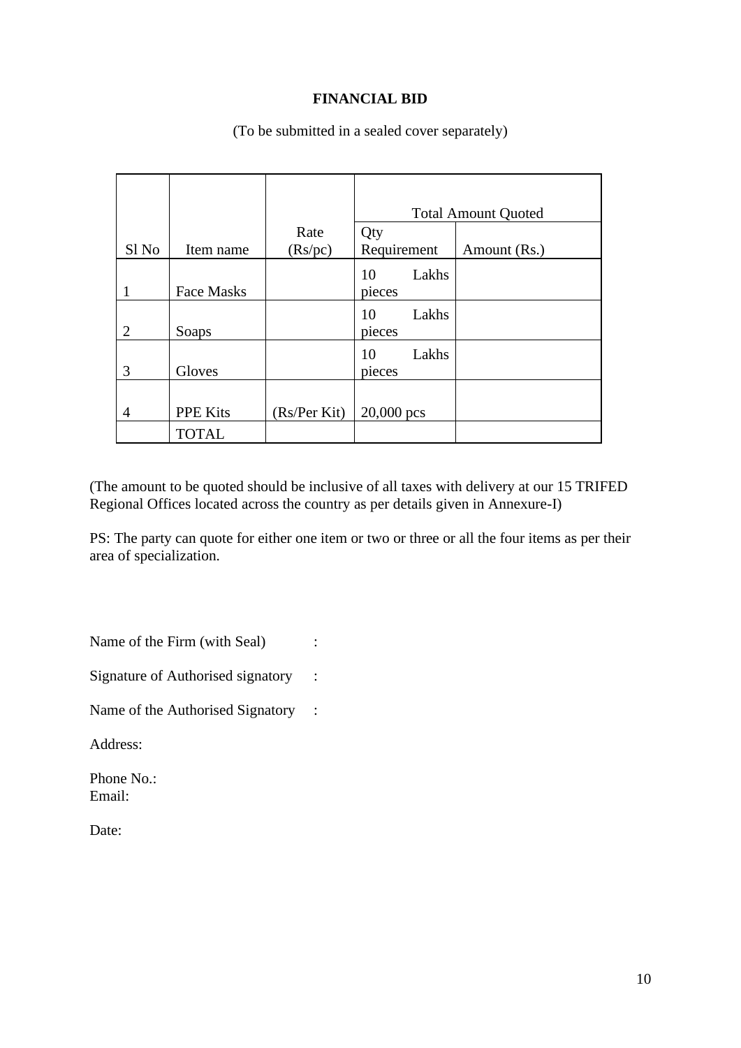**FINANCIAL BID**

(To be submitted in a sealed cover separately)

| Sl No | Item name | Rate (Rs/pc) | Total Amount Quoted | |
|---|---|---|---|---|
| | | | Qty Requirement | Amount (Rs.) |
| 1 | Face Masks | | 10 Lakhs pieces | |
| 2 | Soaps | | 10 Lakhs pieces | |
| 3 | Gloves | | 10 Lakhs pieces | |
| 4 | PPE Kits | (Rs/Per Kit) | 20,000 pcs | |
| | TOTAL | | | |

(The amount to be quoted should be inclusive of all taxes with delivery at our 15 TRIFED Regional Offices located across the country as per details given in Annexure-I)

PS: The party can quote for either one item or two or three or all the four items as per their area of specialization.

Name of the Firm (with Seal) :

Signature of Authorised signatory :

Name of the Authorised Signatory :

Address:

Phone No.:
Email:

Date: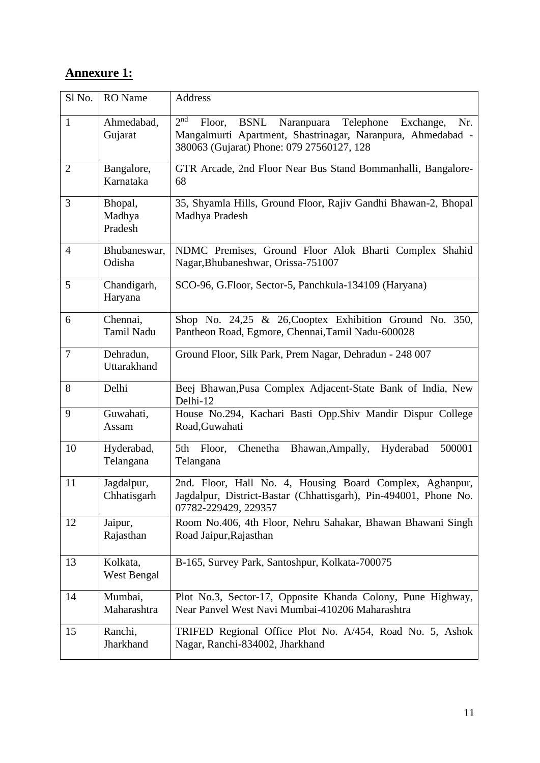**Annexure 1:**

| Sl No. | RO Name | Address |
|---|---|---|
| 1 | Ahmedabad, Gujarat | 2nd Floor, BSNL Naranpuara Telephone Exchange, Nr. Mangalmurti Apartment, Shastrinagar, Naranpura, Ahmedabad - 380063 (Gujarat) Phone: 079 27560127, 128 |
| 2 | Bangalore, Karnataka | GTR Arcade, 2nd Floor Near Bus Stand Bommanhalli, Bangalore-68 |
| 3 | Bhopal, Madhya Pradesh | 35, Shyamla Hills, Ground Floor, Rajiv Gandhi Bhawan-2, Bhopal Madhya Pradesh |
| 4 | Bhubaneswar, Odisha | NDMC Premises, Ground Floor Alok Bharti Complex Shahid Nagar,Bhubaneshwar, Orissa-751007 |
| 5 | Chandigarh, Haryana | SCO-96, G.Floor, Sector-5, Panchkula-134109 (Haryana) |
| 6 | Chennai, Tamil Nadu | Shop No. 24,25 & 26,Cooptex Exhibition Ground No. 350, Pantheon Road, Egmore, Chennai,Tamil Nadu-600028 |
| 7 | Dehradun, Uttarakhand | Ground Floor, Silk Park, Prem Nagar, Dehradun - 248 007 |
| 8 | Delhi | Beej Bhawan,Pusa Complex Adjacent-State Bank of India, New Delhi-12 |
| 9 | Guwahati, Assam | House No.294, Kachari Basti Opp.Shiv Mandir Dispur College Road,Guwahati |
| 10 | Hyderabad, Telangana | 5th Floor, Chenetha Bhawan,Ampally, Hyderabad 500001 Telangana |
| 11 | Jagdalpur, Chhatisgarh | 2nd. Floor, Hall No. 4, Housing Board Complex, Aghanpur, Jagdalpur, District-Bastar (Chhattisgarh), Pin-494001, Phone No. 07782-229429, 229357 |
| 12 | Jaipur, Rajasthan | Room No.406, 4th Floor, Nehru Sahakar, Bhawan Bhawani Singh Road Jaipur,Rajasthan |
| 13 | Kolkata, West Bengal | B-165, Survey Park, Santoshpur, Kolkata-700075 |
| 14 | Mumbai, Maharashtra | Plot No.3, Sector-17, Opposite Khanda Colony, Pune Highway, Near Panvel West Navi Mumbai-410206 Maharashtra |
| 15 | Ranchi, Jharkhand | TRIFED Regional Office Plot No. A/454, Road No. 5, Ashok Nagar, Ranchi-834002, Jharkhand |